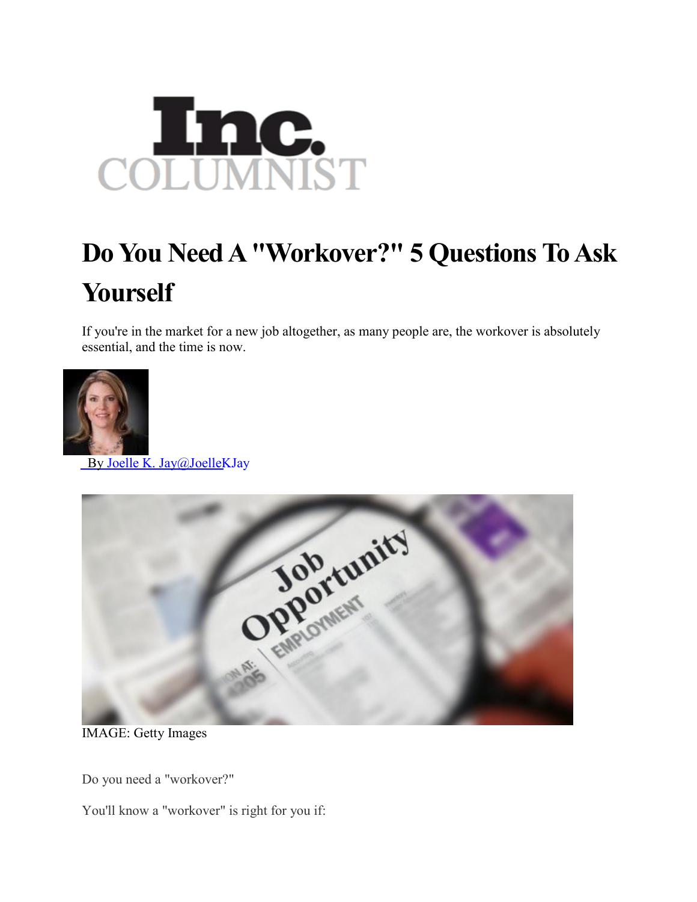# Do You Need A "Workover?" 5 Questions To Ask Yourself

If you're in the market for a new job altogether, as many people are, the workover is absolutely essential, and the time is now.

By Joelle K. Jay@JoelleKJay

IMAGE: Getty Images

Do you need a "workover?"

You'll know a "workover" is right for you if: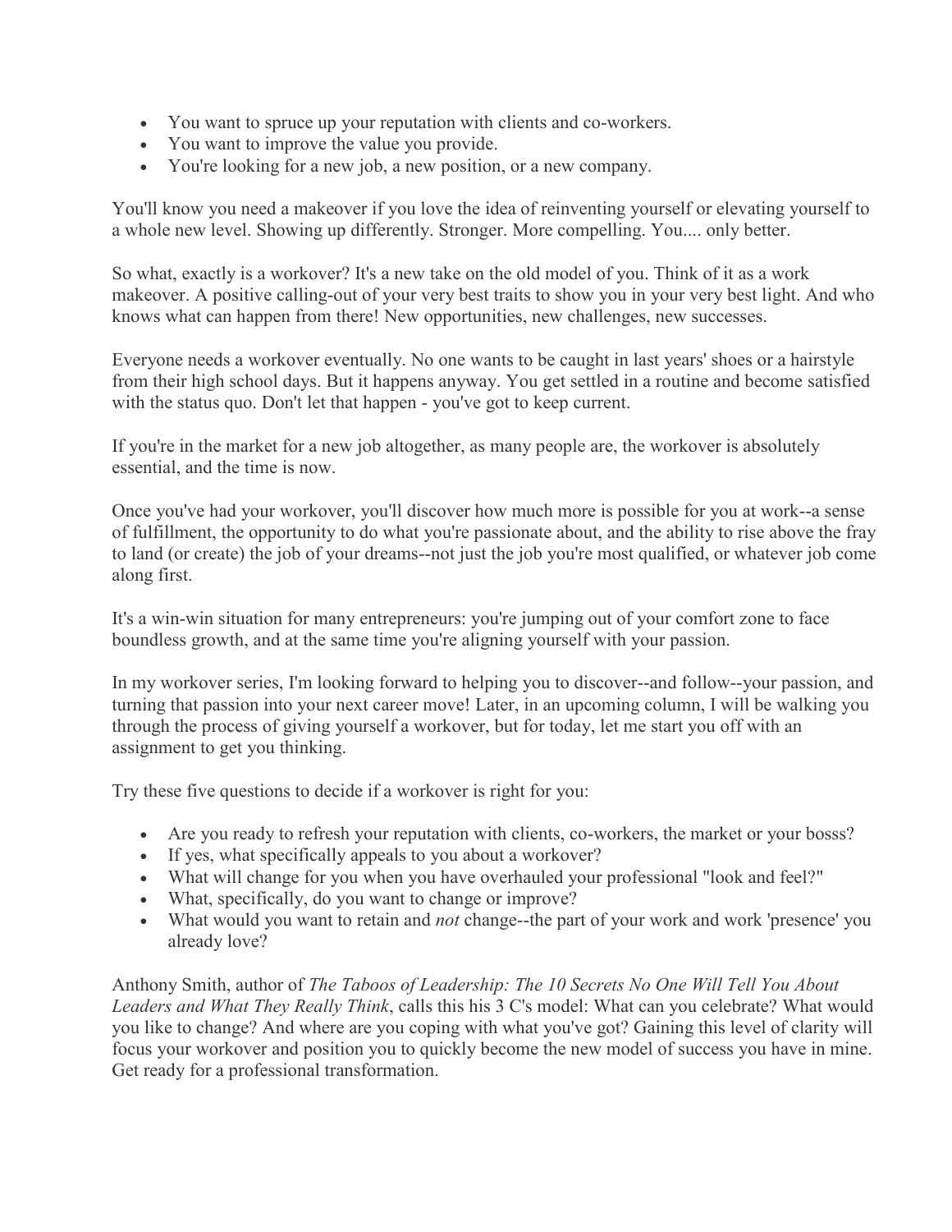- You want to spruce up your reputation with clients and co-workers.
- You want to improve the value you provide.
- You're looking for a new job, a new position, or a new company.

You'll know you need a makeover if you love the idea of reinventing yourself or elevating yourself to a whole new level. Showing up differently. Stronger. More compelling. You.... only better.

So what, exactly is a workover? It's a new take on the old model of you. Think of it as a work makeover. A positive calling-out of your very best traits to show you in your very best light. And who knows what can happen from there! New opportunities, new challenges, new successes.

Everyone needs a workover eventually. No one wants to be caught in last years' shoes or a hairstyle from their high school days. But it happens anyway. You get settled in a routine and become satisfied with the status quo. Don't let that happen - you've got to keep current.

If you're in the market for a new job altogether, as many people are, the workover is absolutely essential, and the time is now.

Once you've had your workover, you'll discover how much more is possible for you at work--a sense of fulfillment, the opportunity to do what you're passionate about, and the ability to rise above the fray to land (or create) the job of your dreams--not just the job you're most qualified, or whatever job come along first.

It's a win-win situation for many entrepreneurs: you're jumping out of your comfort zone to face boundless growth, and at the same time you're aligning yourself with your passion.

In my workover series, I'm looking forward to helping you to discover--and follow--your passion, and turning that passion into your next career move! Later, in an upcoming column, I will be walking you through the process of giving yourself a workover, but for today, let me start you off with an assignment to get you thinking.

Try these five questions to decide if a workover is right for you:

- Are you ready to refresh your reputation with clients, co-workers, the market or your bosss?
- If yes, what specifically appeals to you about a workover?
- What will change for you when you have overhauled your professional "look and feel?"
- What, specifically, do you want to change or improve?
- What would you want to retain and *not* change--the part of your work and work 'presence' you already love?

Anthony Smith, author of *The Taboos of Leadership: The 10 Secrets No One Will Tell You About Leaders and What They Really Think*, calls this his 3 C's model: What can you celebrate? What would you like to change? And where are you coping with what you've got? Gaining this level of clarity will focus your workover and position you to quickly become the new model of success you have in mine. Get ready for a professional transformation.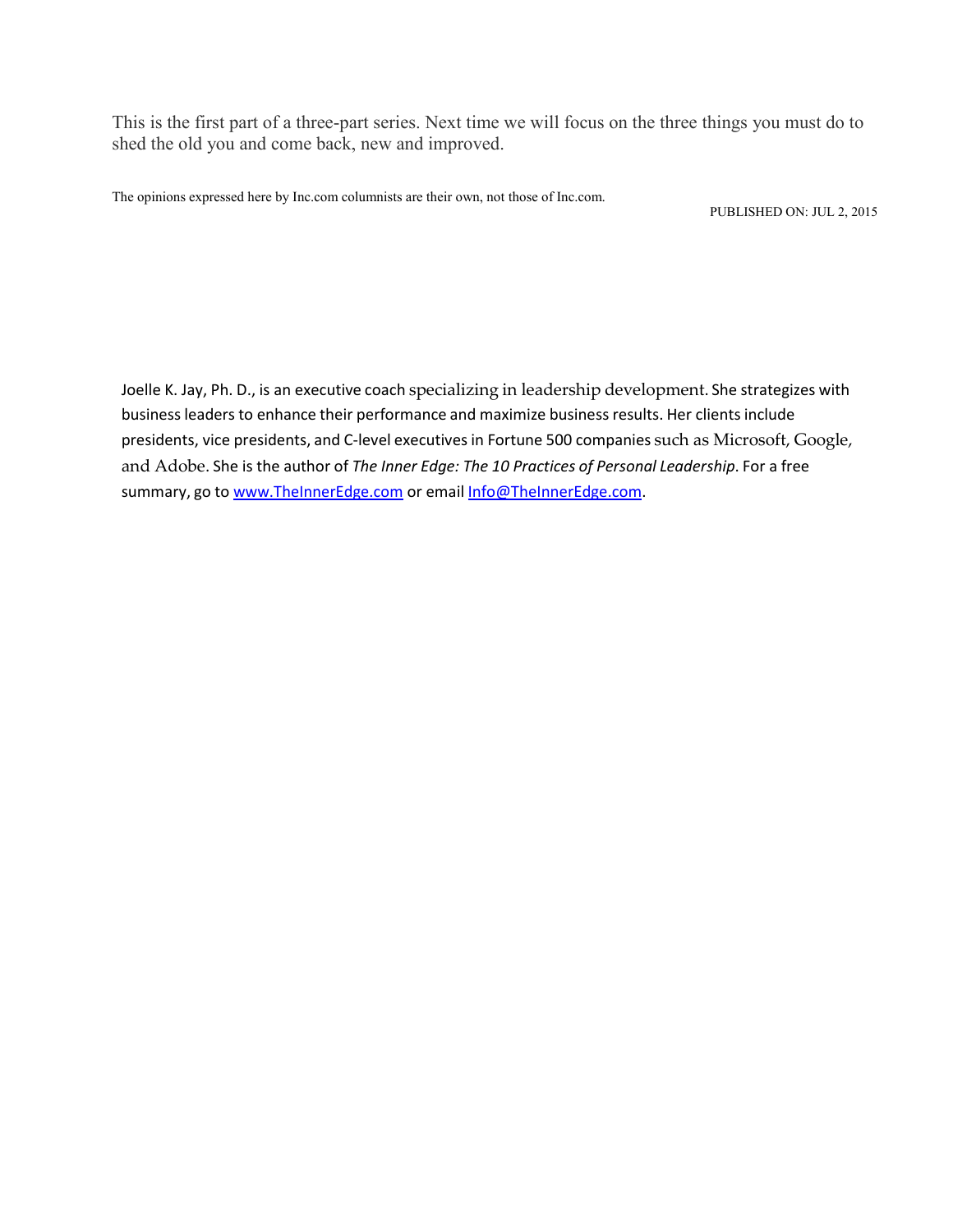This is the first part of a three-part series. Next time we will focus on the three things you must do to shed the old you and come back, new and improved.

The opinions expressed here by Inc.com columnists are their own, not those of Inc.com.

PUBLISHED ON: JUL 2, 2015

Joelle K. Jay, Ph. D., is an executive coach specializing in leadership development. She strategizes with business leaders to enhance their performance and maximize business results. Her clients include presidents, vice presidents, and C-level executives in Fortune 500 companies such as Microsoft, Google, and Adobe. She is the author of *The Inner Edge: The 10 Practices of Personal Leadership*. For a free summary, go to [www.TheInnerEdge.com](http://www.TheInnerEdge.com) or email [Info@TheInnerEdge.com](mailto:Info@TheInnerEdge.com).